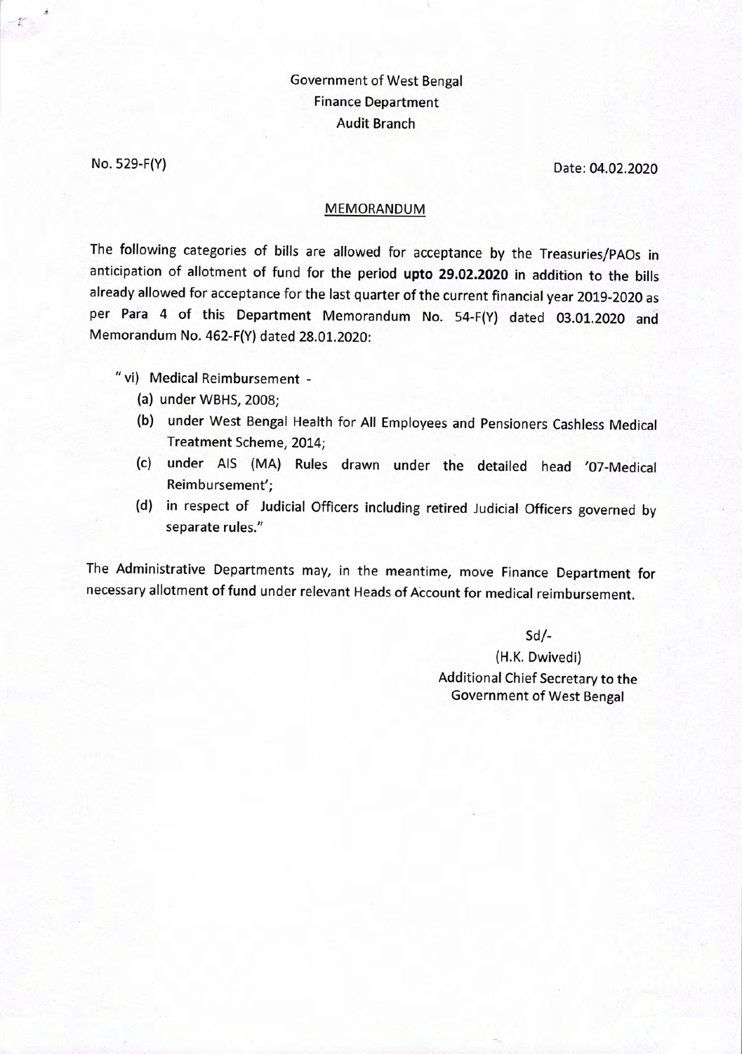Government of West Bengal
Finance Department
Audit Branch

No. 529-F(Y) Date: 04.02.2020

## MEMORANDUM

The following categories of bills are allowed for acceptance by the Treasuries/PAOs in anticipation of allotment of fund for the period **upto 29.02.2020** in addition to the bills already allowed for acceptance for the last quarter of the current financial year 2019-2020 as per Para 4 of this Department Memorandum No. 54-F(Y) dated 03.01.2020 and Memorandum No. 462-F(Y) dated 28.01.2020:

" vi) Medical Reimbursement -

(a) under WBHS, 2008;

(b) under West Bengal Health for All Employees and Pensioners Cashless Medical Treatment Scheme, 2014;

(c) under AIS (MA) Rules drawn under the detailed head '07-Medical Reimbursement';

(d) in respect of Judicial Officers including retired Judicial Officers governed by separate rules."

The Administrative Departments may, in the meantime, move Finance Department for necessary allotment of fund under relevant Heads of Account for medical reimbursement.

Sd/-

(H.K. Dwivedi)
Additional Chief Secretary to the
Government of West Bengal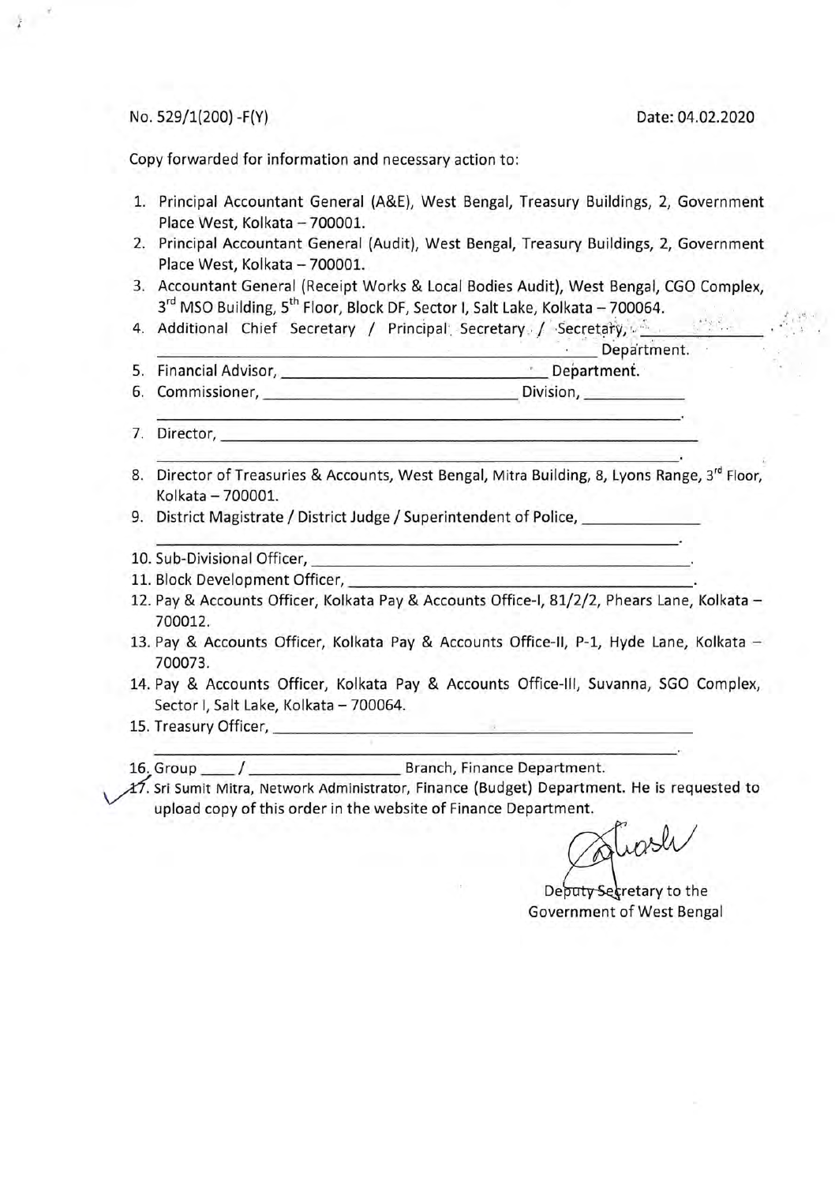No. 529/1(200) -F(Y) Date: 04.02.2020

Copy forwarded for information and necessary action to:

1. Principal Accountant General (A&E), West Bengal, Treasury Buildings, 2, Government Place West, Kolkata – 700001.
2. Principal Accountant General (Audit), West Bengal, Treasury Buildings, 2, Government Place West, Kolkata – 700001.
3. Accountant General (Receipt Works & Local Bodies Audit), West Bengal, CGO Complex, 3rd MSO Building, 5th Floor, Block DF, Sector I, Salt Lake, Kolkata – 700064.
4. Additional Chief Secretary / Principal Secretary / Secretary, \_\_\_\_\_\_\_\_\_\_\_\_\_\_\_\_\_\_\_\_\_\_\_\_\_\_\_\_\_\_ Department.
5. Financial Advisor, \_\_\_\_\_\_\_\_\_\_\_\_\_\_\_\_\_\_\_\_\_\_\_\_ Department.
6. Commissioner, \_\_\_\_\_\_\_\_\_\_\_\_\_\_\_\_\_\_\_\_\_\_\_\_ Division, \_\_\_\_\_\_\_\_\_\_\_\_\_\_\_\_\_\_\_\_\_\_\_\_\_\_\_\_\_\_.
7. Director, \_\_\_\_\_\_\_\_\_\_\_\_\_\_\_\_\_\_\_\_\_\_\_\_\_\_\_\_\_\_\_\_\_\_\_\_\_\_\_\_\_\_\_\_\_\_\_\_.
8. Director of Treasuries & Accounts, West Bengal, Mitra Building, 8, Lyons Range, 3rd Floor, Kolkata – 700001.
9. District Magistrate / District Judge / Superintendent of Police, \_\_\_\_\_\_\_\_\_\_\_\_\_\_\_\_\_\_\_\_\_\_\_\_\_\_\_\_\_\_.
10. Sub-Divisional Officer, \_\_\_\_\_\_\_\_\_\_\_\_\_\_\_\_\_\_\_\_\_\_\_\_\_\_\_\_\_\_.
11. Block Development Officer, \_\_\_\_\_\_\_\_\_\_\_\_\_\_\_\_\_\_\_\_\_\_\_\_\_\_\_\_\_\_.
12. Pay & Accounts Officer, Kolkata Pay & Accounts Office-I, 81/2/2, Phears Lane, Kolkata – 700012.
13. Pay & Accounts Officer, Kolkata Pay & Accounts Office-II, P-1, Hyde Lane, Kolkata – 700073.
14. Pay & Accounts Officer, Kolkata Pay & Accounts Office-III, Suvanna, SGO Complex, Sector I, Salt Lake, Kolkata – 700064.
15. Treasury Officer, \_\_\_\_\_\_\_\_\_\_\_\_\_\_\_\_\_\_\_\_\_\_\_\_\_\_\_\_\_\_\_\_\_\_\_\_\_\_\_\_\_\_\_\_\_\_\_\_.
16. Group \_\_\_\_ / \_\_\_\_\_\_\_\_\_\_\_\_\_\_\_\_\_\_ Branch, Finance Department.
17. Sri Sumit Mitra, Network Administrator, Finance (Budget) Department. He is requested to upload copy of this order in the website of Finance Department.

Deputy Secretary to the
Government of West Bengal